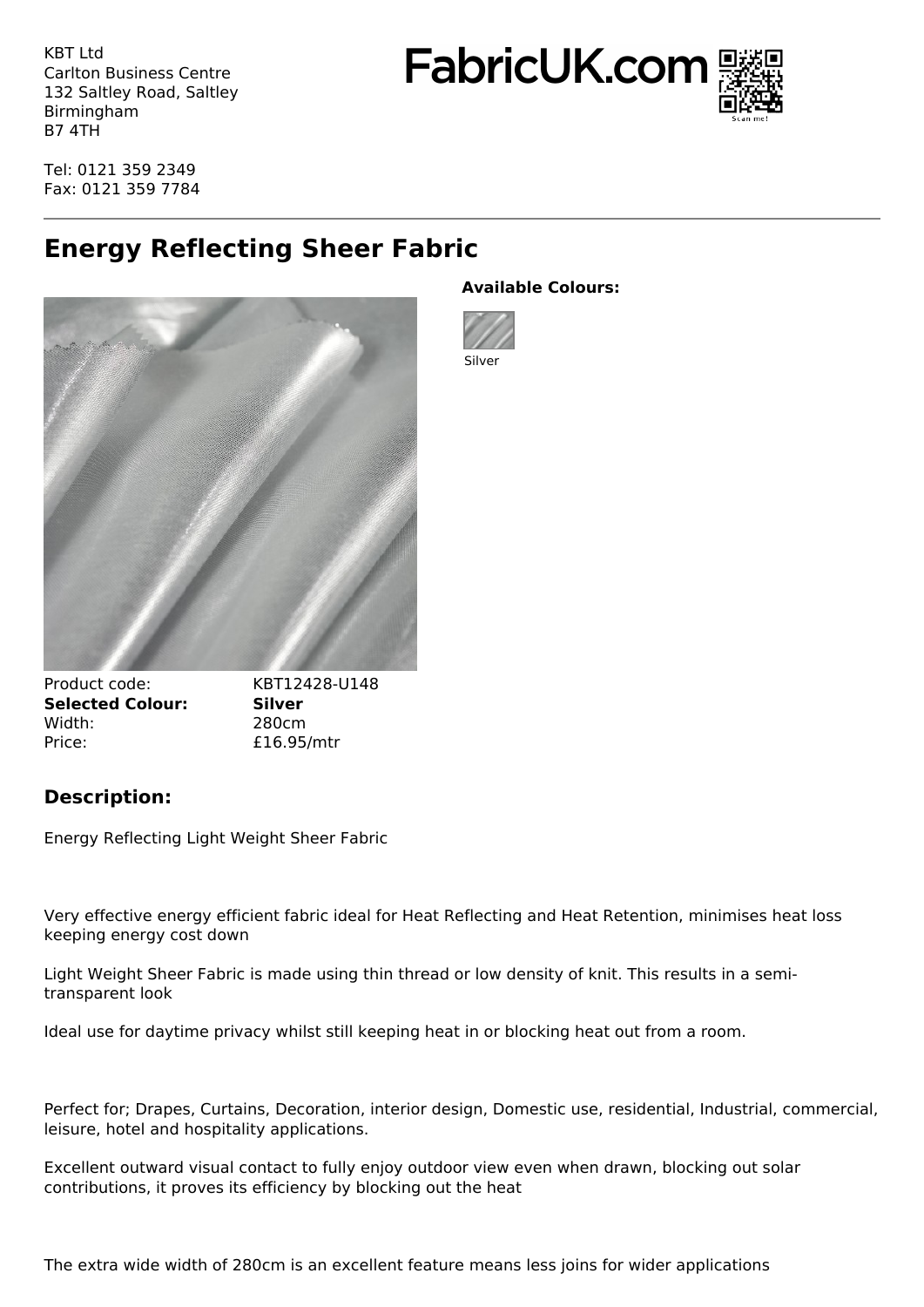KBT Ltd
Carlton Business Centre
132 Saltley Road, Saltley
Birmingham
B7 4TH

Tel: 0121 359 2349
Fax: 0121 359 7784

FabricUK.com

Scan me!

# Energy Reflecting Sheer Fabric

**Available Colours:**

Silver

| | |
|---|---|
| Product code: | KBT12428-U148 |
| **Selected Colour:** | **Silver** |
| Width: | 280cm |
| Price: | £16.95/mtr |

## Description:

Energy Reflecting Light Weight Sheer Fabric

Very effective energy efficient fabric ideal for Heat Reflecting and Heat Retention, minimises heat loss keeping energy cost down

Light Weight Sheer Fabric is made using thin thread or low density of knit. This results in a semi-transparent look

Ideal use for daytime privacy whilst still keeping heat in or blocking heat out from a room.

Perfect for; Drapes, Curtains, Decoration, interior design, Domestic use, residential, Industrial, commercial, leisure, hotel and hospitality applications.

Excellent outward visual contact to fully enjoy outdoor view even when drawn, blocking out solar contributions, it proves its efficiency by blocking out the heat

The extra wide width of 280cm is an excellent feature means less joins for wider applications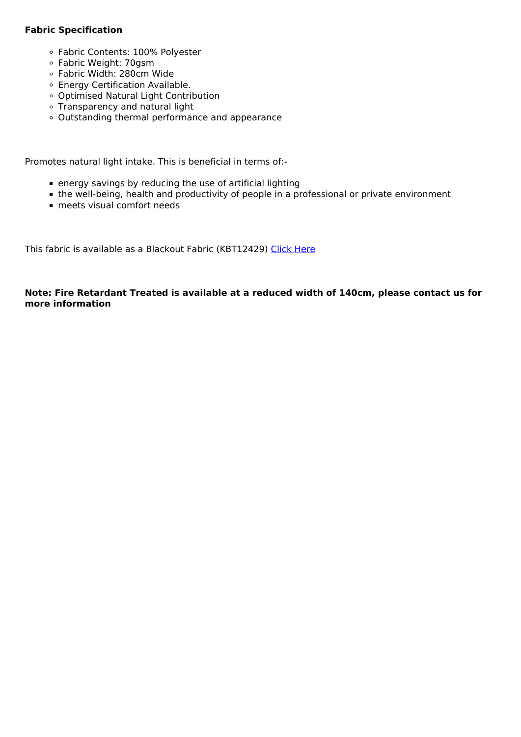**Fabric Specification**

- Fabric Contents: 100% Polyester
- Fabric Weight: 70gsm
- Fabric Width: 280cm Wide
- Energy Certification Available.
- Optimised Natural Light Contribution
- Transparency and natural light
- Outstanding thermal performance and appearance

Promotes natural light intake. This is beneficial in terms of:-

- energy savings by reducing the use of artificial lighting
- the well-being, health and productivity of people in a professional or private environment
- meets visual comfort needs

This fabric is available as a Blackout Fabric (KBT12429) Click Here

**Note: Fire Retardant Treated is available at a reduced width of 140cm, please contact us for more information**